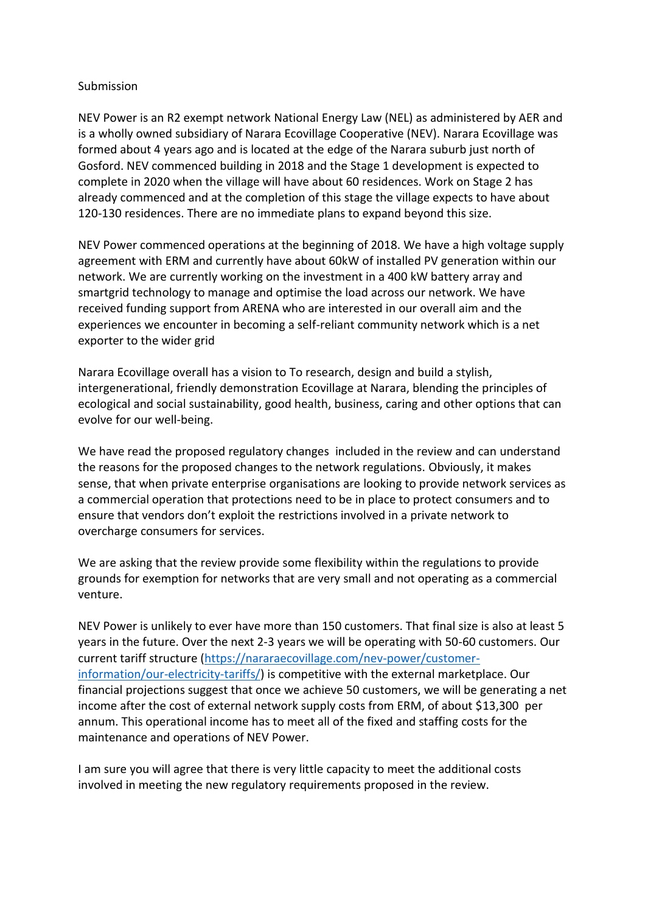Submission

NEV Power is an R2 exempt network National Energy Law (NEL) as administered by AER and is a wholly owned subsidiary of Narara Ecovillage Cooperative (NEV). Narara Ecovillage was formed about 4 years ago and is located at the edge of the Narara suburb just north of Gosford. NEV commenced building in 2018 and the Stage 1 development is expected to complete in 2020 when the village will have about 60 residences. Work on Stage 2 has already commenced and at the completion of this stage the village expects to have about 120-130 residences. There are no immediate plans to expand beyond this size.

NEV Power commenced operations at the beginning of 2018. We have a high voltage supply agreement with ERM and currently have about 60kW of installed PV generation within our network. We are currently working on the investment in a 400 kW battery array and smartgrid technology to manage and optimise the load across our network. We have received funding support from ARENA who are interested in our overall aim and the experiences we encounter in becoming a self-reliant community network which is a net exporter to the wider grid

Narara Ecovillage overall has a vision to To research, design and build a stylish, intergenerational, friendly demonstration Ecovillage at Narara, blending the principles of ecological and social sustainability, good health, business, caring and other options that can evolve for our well-being.

We have read the proposed regulatory changes included in the review and can understand the reasons for the proposed changes to the network regulations. Obviously, it makes sense, that when private enterprise organisations are looking to provide network services as a commercial operation that protections need to be in place to protect consumers and to ensure that vendors don't exploit the restrictions involved in a private network to overcharge consumers for services.

We are asking that the review provide some flexibility within the regulations to provide grounds for exemption for networks that are very small and not operating as a commercial venture.

NEV Power is unlikely to ever have more than 150 customers. That final size is also at least 5 years in the future. Over the next 2-3 years we will be operating with 50-60 customers. Our current tariff structure (https://nararaecovillage.com/nev-power/customer-information/our-electricity-tariffs/) is competitive with the external marketplace. Our financial projections suggest that once we achieve 50 customers, we will be generating a net income after the cost of external network supply costs from ERM, of about $13,300 per annum. This operational income has to meet all of the fixed and staffing costs for the maintenance and operations of NEV Power.

I am sure you will agree that there is very little capacity to meet the additional costs involved in meeting the new regulatory requirements proposed in the review.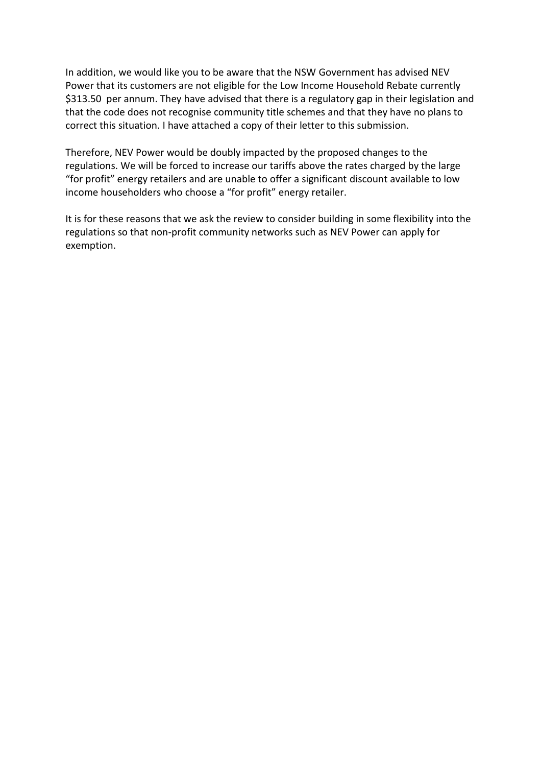In addition, we would like you to be aware that the NSW Government has advised NEV Power that its customers are not eligible for the Low Income Household Rebate currently $313.50 per annum. They have advised that there is a regulatory gap in their legislation and that the code does not recognise community title schemes and that they have no plans to correct this situation. I have attached a copy of their letter to this submission.

Therefore, NEV Power would be doubly impacted by the proposed changes to the regulations. We will be forced to increase our tariffs above the rates charged by the large “for profit” energy retailers and are unable to offer a significant discount available to low income householders who choose a “for profit” energy retailer.

It is for these reasons that we ask the review to consider building in some flexibility into the regulations so that non-profit community networks such as NEV Power can apply for exemption.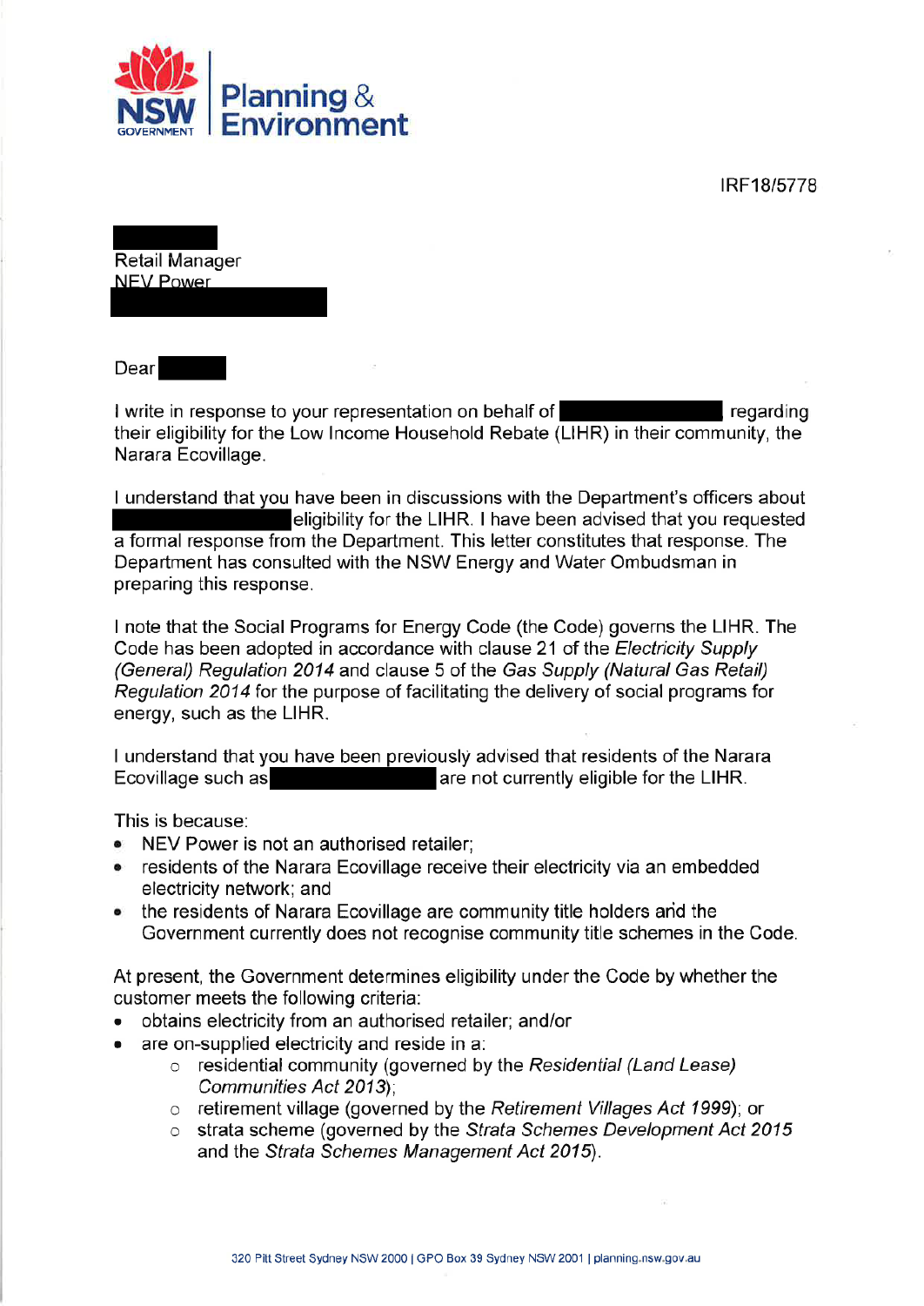NSW GOVERNMENT | Planning & Environment

IRF18/5778

Retail Manager
NEV Power

Dear

I write in response to your representation on behalf of regarding their eligibility for the Low Income Household Rebate (LIHR) in their community, the Narara Ecovillage.

I understand that you have been in discussions with the Department's officers about eligibility for the LIHR. I have been advised that you requested a formal response from the Department. This letter constitutes that response. The Department has consulted with the NSW Energy and Water Ombudsman in preparing this response.

I note that the Social Programs for Energy Code (the Code) governs the LIHR. The Code has been adopted in accordance with clause 21 of the *Electricity Supply (General) Regulation 2014* and clause 5 of the *Gas Supply (Natural Gas Retail) Regulation 2014* for the purpose of facilitating the delivery of social programs for energy, such as the LIHR.

I understand that you have been previously advised that residents of the Narara Ecovillage such as are not currently eligible for the LIHR.

This is because:

- NEV Power is not an authorised retailer;
- residents of the Narara Ecovillage receive their electricity via an embedded electricity network; and
- the residents of Narara Ecovillage are community title holders and the Government currently does not recognise community title schemes in the Code.

At present, the Government determines eligibility under the Code by whether the customer meets the following criteria:

- obtains electricity from an authorised retailer; and/or
- are on-supplied electricity and reside in a:
  - residential community (governed by the *Residential (Land Lease) Communities Act 2013*);
  - retirement village (governed by the *Retirement Villages Act 1999*); or
  - strata scheme (governed by the *Strata Schemes Development Act 2015* and the *Strata Schemes Management Act 2015*).

320 Pitt Street Sydney NSW 2000 | GPO Box 39 Sydney NSW 2001 | planning.nsw.gov.au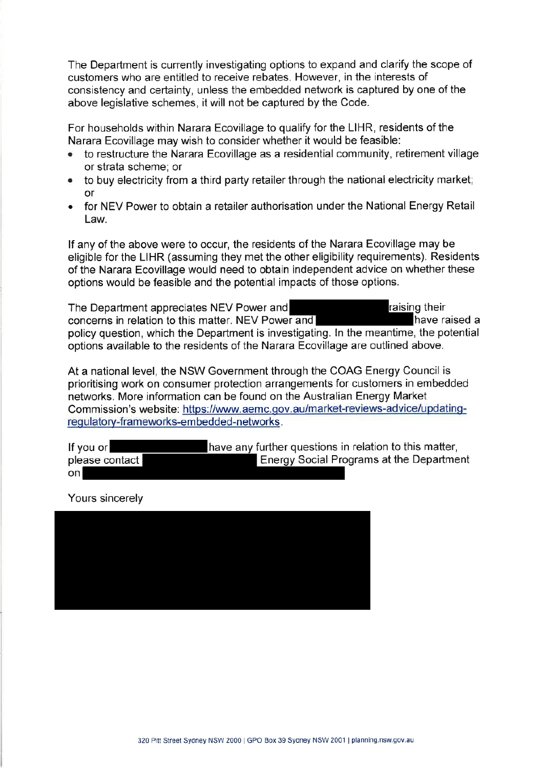The Department is currently investigating options to expand and clarify the scope of customers who are entitled to receive rebates. However, in the interests of consistency and certainty, unless the embedded network is captured by one of the above legislative schemes, it will not be captured by the Code.

For households within Narara Ecovillage to qualify for the LIHR, residents of the Narara Ecovillage may wish to consider whether it would be feasible:

- to restructure the Narara Ecovillage as a residential community, retirement village or strata scheme; or
- to buy electricity from a third party retailer through the national electricity market; or
- for NEV Power to obtain a retailer authorisation under the National Energy Retail Law.

If any of the above were to occur, the residents of the Narara Ecovillage may be eligible for the LIHR (assuming they met the other eligibility requirements). Residents of the Narara Ecovillage would need to obtain independent advice on whether these options would be feasible and the potential impacts of those options.

The Department appreciates NEV Power and raising their concerns in relation to this matter. NEV Power and have raised a policy question, which the Department is investigating. In the meantime, the potential options available to the residents of the Narara Ecovillage are outlined above.

At a national level, the NSW Government through the COAG Energy Council is prioritising work on consumer protection arrangements for customers in embedded networks. More information can be found on the Australian Energy Market Commission's website: https://www.aemc.gov.au/market-reviews-advice/updating-regulatory-frameworks-embedded-networks.

If you or have any further questions in relation to this matter, please contact Energy Social Programs at the Department on

Yours sincerely